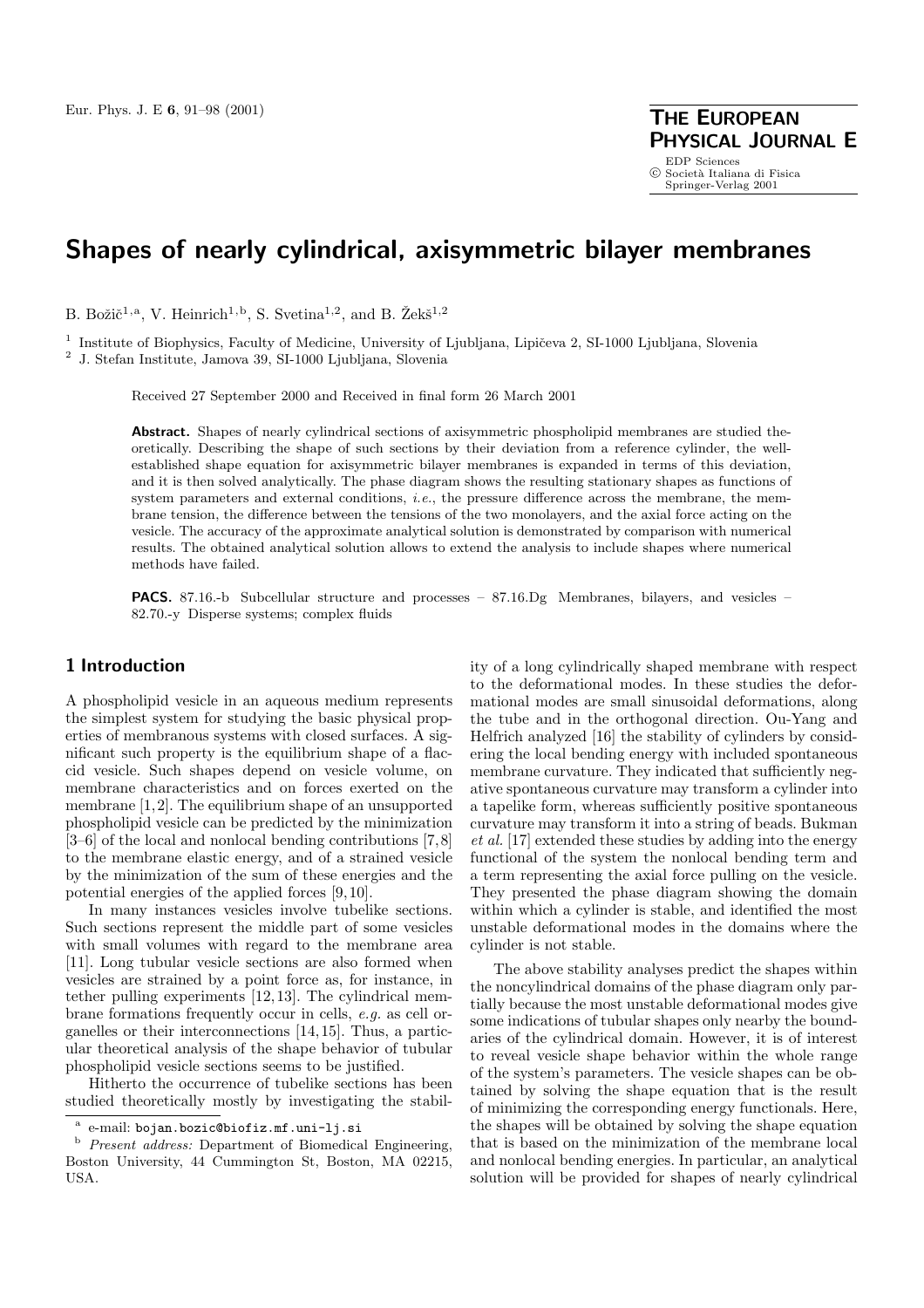# Shapes of nearly cylindrical, axisymmetric bilayer membranes

B. Božič[1,a], V. Heinrich[1,b], S. Svetina[1,2], and B. Žekš[1,2]

[1] Institute of Biophysics, Faculty of Medicine, University of Ljubljana, Lipičeva 2, SI-1000 Ljubljana, Slovenia

[2] J. Stefan Institute, Jamova 39, SI-1000 Ljubljana, Slovenia

Received 27 September 2000 and Received in final form 26 March 2001

**Abstract.** Shapes of nearly cylindrical sections of axisymmetric phospholipid membranes are studied theoretically. Describing the shape of such sections by their deviation from a reference cylinder, the well-established shape equation for axisymmetric bilayer membranes is expanded in terms of this deviation, and it is then solved analytically. The phase diagram shows the resulting stationary shapes as functions of system parameters and external conditions, *i.e.*, the pressure difference across the membrane, the membrane tension, the difference between the tensions of the two monolayers, and the axial force acting on the vesicle. The accuracy of the approximate analytical solution is demonstrated by comparison with numerical results. The obtained analytical solution allows to extend the analysis to include shapes where numerical methods have failed.

**PACS.** 87.16.-b Subcellular structure and processes – 87.16.Dg Membranes, bilayers, and vesicles – 82.70.-y Disperse systems; complex fluids

## 1 Introduction

A phospholipid vesicle in an aqueous medium represents the simplest system for studying the basic physical properties of membranous systems with closed surfaces. A significant such property is the equilibrium shape of a flaccid vesicle. Such shapes depend on vesicle volume, on membrane characteristics and on forces exerted on the membrane [1,2]. The equilibrium shape of an unsupported phospholipid vesicle can be predicted by the minimization [3–6] of the local and nonlocal bending contributions [7,8] to the membrane elastic energy, and of a strained vesicle by the minimization of the sum of these energies and the potential energies of the applied forces [9,10].

In many instances vesicles involve tubelike sections. Such sections represent the middle part of some vesicles with small volumes with regard to the membrane area [11]. Long tubular vesicle sections are also formed when vesicles are strained by a point force as, for instance, in tether pulling experiments [12,13]. The cylindrical membrane formations frequently occur in cells, *e.g.* as cell organelles or their interconnections [14,15]. Thus, a particular theoretical analysis of the shape behavior of tubular phospholipid vesicle sections seems to be justified.

Hitherto the occurrence of tubelike sections has been studied theoretically mostly by investigating the stability of a long cylindrically shaped membrane with respect to the deformational modes. In these studies the deformational modes are small sinusoidal deformations, along the tube and in the orthogonal direction. Ou-Yang and Helfrich analyzed [16] the stability of cylinders by considering the local bending energy with included spontaneous membrane curvature. They indicated that sufficiently negative spontaneous curvature may transform a cylinder into a tapelike form, whereas sufficiently positive spontaneous curvature may transform it into a string of beads. Bukman *et al.* [17] extended these studies by adding into the energy functional of the system the nonlocal bending term and a term representing the axial force pulling on the vesicle. They presented the phase diagram showing the domain within which a cylinder is stable, and identified the most unstable deformational modes in the domains where the cylinder is not stable.

The above stability analyses predict the shapes within the noncylindrical domains of the phase diagram only partially because the most unstable deformational modes give some indications of tubular shapes only nearby the boundaries of the cylindrical domain. However, it is of interest to reveal vesicle shape behavior within the whole range of the system's parameters. The vesicle shapes can be obtained by solving the shape equation that is the result of minimizing the corresponding energy functionals. Here, the shapes will be obtained by solving the shape equation that is based on the minimization of the membrane local and nonlocal bending energies. In particular, an analytical solution will be provided for shapes of nearly cylindrical

---

[a] e-mail: bojan.bozic@biofiz.mf.uni-lj.si

[b] *Present address:* Department of Biomedical Engineering, Boston University, 44 Cummington St, Boston, MA 02215, USA.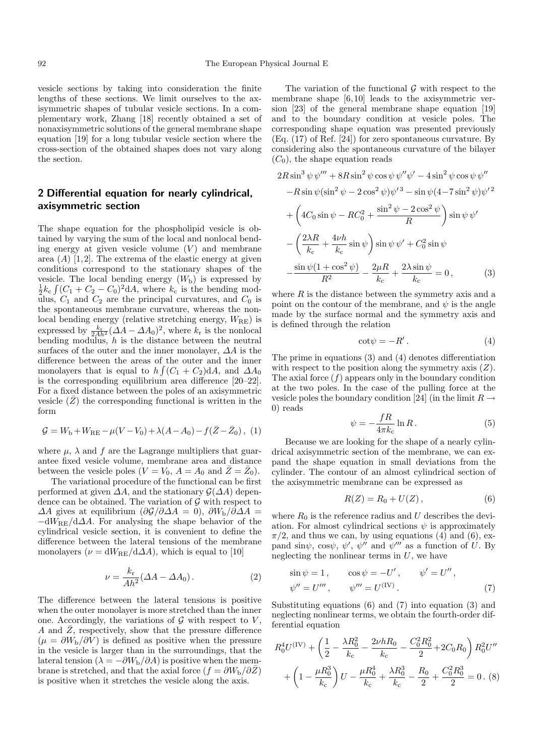vesicle sections by taking into consideration the finite lengths of these sections. We limit ourselves to the axisymmetric shapes of tubular vesicle sections. In a complementary work, Zhang [18] recently obtained a set of nonaxisymmetric solutions of the general membrane shape equation [19] for a long tubular vesicle section where the cross-section of the obtained shapes does not vary along the section.

## 2 Differential equation for nearly cylindrical, axisymmetric section

The shape equation for the phospholipid vesicle is obtained by varying the sum of the local and nonlocal bending energy at given vesicle volume ($V$) and membrane area ($A$) [1,2]. The extrema of the elastic energy at given conditions correspond to the stationary shapes of the vesicle. The local bending energy ($W_{\rm b}$) is expressed by $\frac{1}{2}k_{\rm c}\int(C_1+C_2-C_0)^2{\rm d}A$, where $k_{\rm c}$ is the bending modulus, $C_1$ and $C_2$ are the principal curvatures, and $C_0$ is the spontaneous membrane curvature, whereas the nonlocal bending energy (relative stretching energy, $W_{\rm RE}$) is expressed by $\frac{k_{\rm r}}{2Ah^2}(\Delta A-\Delta A_0)^2$, where $k_{\rm r}$ is the nonlocal bending modulus, $h$ is the distance between the neutral surfaces of the outer and the inner monolayer, $\Delta A$ is the difference between the areas of the outer and the inner monolayers that is equal to $h\int(C_1+C_2){\rm d}A$, and $\Delta A_0$ is the corresponding equilibrium area difference [20–22]. For a fixed distance between the poles of an axisymmetric vesicle ($\bar{Z}$) the corresponding functional is written in the form

$$\mathcal{G}=W_{\rm b}+W_{\rm RE}-\mu(V-V_0)+\lambda(A-A_0)-f(\bar{Z}-\bar{Z}_0)\,, \quad (1)$$

where $\mu$, $\lambda$ and $f$ are the Lagrange multipliers that guarantee fixed vesicle volume, membrane area and distance between the vesicle poles ($V=V_0$, $A=A_0$ and $\bar{Z}=\bar{Z}_0$).

The variational procedure of the functional can be first performed at given $\Delta A$, and the stationary $\mathcal{G}(\Delta A)$ dependence can be obtained. The variation of $\mathcal{G}$ with respect to $\Delta A$ gives at equilibrium ($\partial\mathcal{G}/\partial\Delta A=0$), $\partial W_{\rm b}/\partial\Delta A=-{\rm d}W_{\rm RE}/{\rm d}\Delta A$. For analysing the shape behavior of the cylindrical vesicle section, it is convenient to define the difference between the lateral tensions of the membrane monolayers ($\nu={\rm d}W_{\rm RE}/{\rm d}\Delta A$), which is equal to [10]

$$\nu=\frac{k_{\rm r}}{Ah^2}(\Delta A-\Delta A_0)\,. \quad (2)$$

The difference between the lateral tensions is positive when the outer monolayer is more stretched than the inner one. Accordingly, the variations of $\mathcal{G}$ with respect to $V$, $A$ and $\bar{Z}$, respectively, show that the pressure difference ($\mu=\partial W_{\rm b}/\partial V$) is defined as positive when the pressure in the vesicle is larger than in the surroundings, that the lateral tension ($\lambda=-\partial W_{\rm b}/\partial A$) is positive when the membrane is stretched, and that the axial force ($f=\partial W_{\rm b}/\partial\bar{Z}$) is positive when it stretches the vesicle along the axis.

The variation of the functional $\mathcal{G}$ with respect to the membrane shape [6,10] leads to the axisymmetric version [23] of the general membrane shape equation [19] and to the boundary condition at vesicle poles. The corresponding shape equation was presented previously (Eq. (17) of Ref. [24]) for zero spontaneous curvature. By considering also the spontaneous curvature of the bilayer ($C_0$), the shape equation reads

$$\begin{aligned}
&2R\sin^3\psi\,\psi'''+8R\sin^2\psi\cos\psi\,\psi''\psi'-4\sin^2\psi\cos\psi\,\psi''\\
&-R\sin\psi(\sin^2\psi-2\cos^2\psi)\psi'^3-\sin\psi(4-7\sin^2\psi)\psi'^2\\
&+\left(4C_0\sin\psi-RC_0^2+\frac{\sin^2\psi-2\cos^2\psi}{R}\right)\sin\psi\,\psi'\\
&-\left(\frac{2\lambda R}{k_{\rm c}}+\frac{4\nu h}{k_{\rm c}}\sin\psi\right)\sin\psi\,\psi'+C_0^2\sin\psi\\
&-\frac{\sin\psi(1+\cos^2\psi)}{R^2}-\frac{2\mu R}{k_{\rm c}}+\frac{2\lambda\sin\psi}{k_{\rm c}}=0\,, \quad (3)
\end{aligned}$$

where $R$ is the distance between the symmetry axis and a point on the contour of the membrane, and $\psi$ is the angle made by the surface normal and the symmetry axis and is defined through the relation

$$\cot\psi=-R'\,. \quad (4)$$

The prime in equations (3) and (4) denotes differentiation with respect to the position along the symmetry axis ($Z$). The axial force ($f$) appears only in the boundary condition at the two poles. In the case of the pulling force at the vesicle poles the boundary condition [24] (in the limit $R\to 0$) reads

$$\psi=-\frac{fR}{4\pi k_{\rm c}}\ln R\,. \quad (5)$$

Because we are looking for the shape of a nearly cylindrical axisymmetric section of the membrane, we can expand the shape equation in small deviations from the cylinder. The contour of an almost cylindrical section of the axisymmetric membrane can be expressed as

$$R(Z)=R_0+U(Z)\,, \quad (6)$$

where $R_0$ is the reference radius and $U$ describes the deviation. For almost cylindrical sections $\psi$ is approximately $\pi/2$, and thus we can, by using equations (4) and (6), expand $\sin\psi$, $\cos\psi$, $\psi'$, $\psi''$ and $\psi'''$ as a function of $U$. By neglecting the nonlinear terms in $U$, we have

$$\begin{aligned}
&\sin\psi=1\,, \qquad \cos\psi=-U'\,, \qquad \psi'=U''\,,\\
&\psi''=U'''\,, \qquad \psi'''=U^{(\rm IV)}\,. \quad (7)
\end{aligned}$$

Substituting equations (6) and (7) into equation (3) and neglecting nonlinear terms, we obtain the fourth-order differential equation

$$\begin{aligned}
&R_0^4U^{(\rm IV)}+\left(\frac{1}{2}-\frac{\lambda R_0^2}{k_{\rm c}}-\frac{2\nu hR_0}{k_{\rm c}}-\frac{C_0^2R_0^2}{2}+2C_0R_0\right)R_0^2U''\\
&+\left(1-\frac{\mu R_0^3}{k_{\rm c}}\right)U-\frac{\mu R_0^4}{k_{\rm c}}+\frac{\lambda R_0^3}{k_{\rm c}}-\frac{R_0}{2}+\frac{C_0^2R_0^3}{2}=0\,. \quad (8)
\end{aligned}$$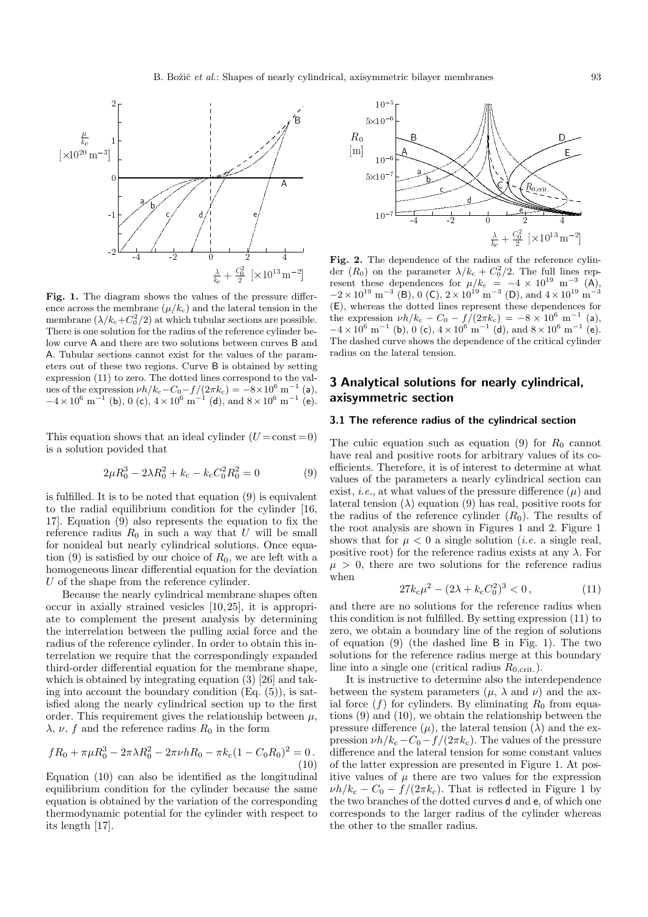**Fig. 1.** The diagram shows the values of the pressure difference across the membrane ($\mu/k_c$) and the lateral tension in the membrane ($\lambda/k_c+C_0^2/2$) at which tubular sections are possible. There is one solution for the radius of the reference cylinder below curve A and there are two solutions between curves B and A. Tubular sections cannot exist for the values of the parameters out of these two regions. Curve B is obtained by setting expression (11) to zero. The dotted lines correspond to the values of the expression $\nu h/k_c - C_0 - f/(2\pi k_c) = -8\times10^6\ \mathrm{m}^{-1}$ (a), $-4\times10^6\ \mathrm{m}^{-1}$ (b), 0 (c), $4\times10^6\ \mathrm{m}^{-1}$ (d), and $8\times10^6\ \mathrm{m}^{-1}$ (e).

This equation shows that an ideal cylinder ($U=\mathrm{const}=0$) is a solution povided that

$$2\mu R_0^3 - 2\lambda R_0^2 + k_c - k_c C_0^2 R_0^2 = 0 \tag{9}$$

is fulfilled. It is to be noted that equation (9) is equivalent to the radial equilibrium condition for the cylinder [16, 17]. Equation (9) also represents the equation to fix the reference radius $R_0$ in such a way that $U$ will be small for nonideal but nearly cylindrical solutions. Once equation (9) is satisfied by our choice of $R_0$, we are left with a homogeneous linear differential equation for the deviation $U$ of the shape from the reference cylinder.

Because the nearly cylindrical membrane shapes often occur in axially strained vesicles [10, 25], it is appropriate to complement the present analysis by determining the interrelation between the pulling axial force and the radius of the reference cylinder. In order to obtain this interrelation we require that the correspondingly expanded third-order differential equation for the membrane shape, which is obtained by integrating equation (3) [26] and taking into account the boundary condition (Eq. (5)), is satisfied along the nearly cylindrical section up to the first order. This requirement gives the relationship between $\mu$, $\lambda$, $\nu$, $f$ and the reference radius $R_0$ in the form

$$fR_0 + \pi\mu R_0^3 - 2\pi\lambda R_0^2 - 2\pi\nu h R_0 - \pi k_c(1 - C_0 R_0)^2 = 0\,. \tag{10}$$

Equation (10) can also be identified as the longitudinal equilibrium condition for the cylinder because the same equation is obtained by the variation of the corresponding thermodynamic potential for the cylinder with respect to its length [17].

**Fig. 2.** The dependence of the radius of the reference cylinder ($R_0$) on the parameter $\lambda/k_c + C_0^2/2$. The full lines represent these dependences for $\mu/k_c = -4\times10^{19}\ \mathrm{m}^{-3}$ (A), $-2\times10^{19}\ \mathrm{m}^{-3}$ (B), 0 (C), $2\times10^{19}\ \mathrm{m}^{-3}$ (D), and $4\times10^{19}\ \mathrm{m}^{-3}$ (E), whereas the dotted lines represent these dependences for the expression $\nu h/k_c - C_0 - f/(2\pi k_c) = -8\times10^6\ \mathrm{m}^{-1}$ (a), $-4\times10^6\ \mathrm{m}^{-1}$ (b), 0 (c), $4\times10^6\ \mathrm{m}^{-1}$ (d), and $8\times10^6\ \mathrm{m}^{-1}$ (e). The dashed curve shows the dependence of the critical cylinder radius on the lateral tension.

## 3 Analytical solutions for nearly cylindrical, axisymmetric section

### 3.1 The reference radius of the cylindrical section

The cubic equation such as equation (9) for $R_0$ cannot have real and positive roots for arbitrary values of its coefficients. Therefore, it is of interest to determine at what values of the parameters a nearly cylindrical section can exist, *i.e.*, at what values of the pressure difference ($\mu$) and lateral tension ($\lambda$) equation (9) has real, positive roots for the radius of the reference cylinder ($R_0$). The results of the root analysis are shown in Figures 1 and 2. Figure 1 shows that for $\mu < 0$ a single solution (*i.e.* a single real, positive root) for the reference radius exists at any $\lambda$. For $\mu > 0$, there are two solutions for the reference radius when

$$27k_c\mu^2 - (2\lambda + k_c C_0^2)^3 < 0\,, \tag{11}$$

and there are no solutions for the reference radius when this condition is not fulfilled. By setting expression (11) to zero, we obtain a boundary line of the region of solutions of equation (9) (the dashed line B in Fig. 1). The two solutions for the reference radius merge at this boundary line into a single one (critical radius $R_{0,\mathrm{crit.}}$).

It is instructive to determine also the interdependence between the system parameters ($\mu$, $\lambda$ and $\nu$) and the axial force ($f$) for cylinders. By eliminating $R_0$ from equations (9) and (10), we obtain the relationship between the pressure difference ($\mu$), the lateral tension ($\lambda$) and the expression $\nu h/k_c - C_0 - f/(2\pi k_c)$. The values of the pressure difference and the lateral tension for some constant values of the latter expression are presented in Figure 1. At positive values of $\mu$ there are two values for the expression $\nu h/k_c - C_0 - f/(2\pi k_c)$. That is reflected in Figure 1 by the two branches of the dotted curves d and e, of which one corresponds to the larger radius of the cylinder whereas the other to the smaller radius.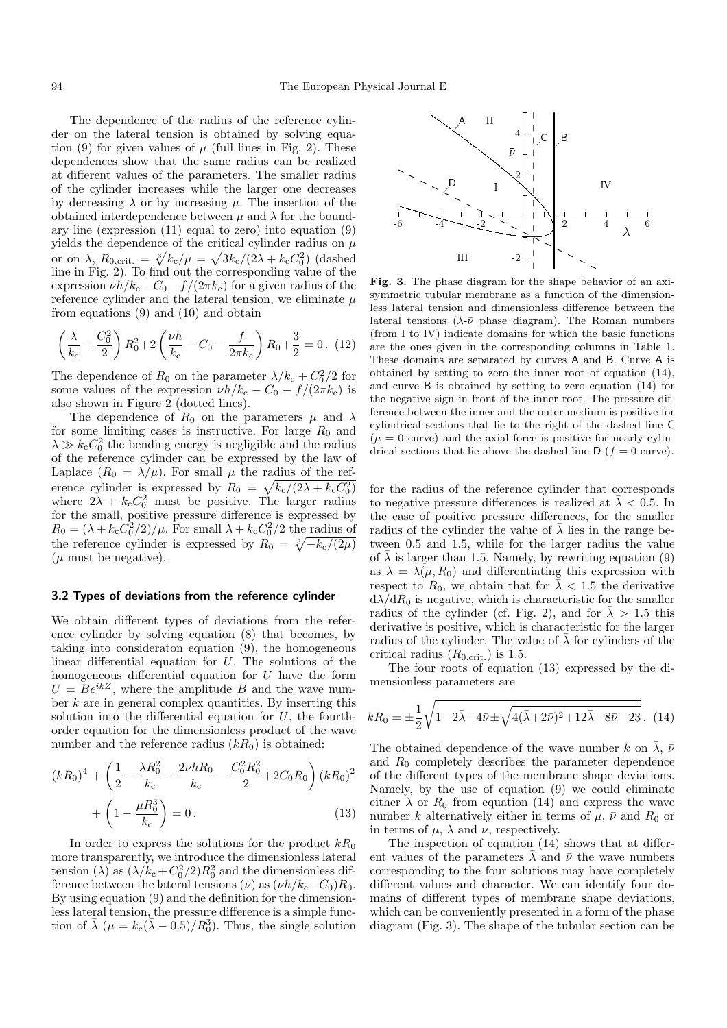The dependence of the radius of the reference cylinder on the lateral tension is obtained by solving equation (9) for given values of $\mu$ (full lines in Fig. 2). These dependences show that the same radius can be realized at different values of the parameters. The smaller radius of the cylinder increases while the larger one decreases by decreasing $\lambda$ or by increasing $\mu$. The insertion of the obtained interdependence between $\mu$ and $\lambda$ for the boundary line (expression (11) equal to zero) into equation (9) yields the dependence of the critical cylinder radius on $\mu$ or on $\lambda$, $R_{0,\mathrm{crit.}} = \sqrt[3]{k_c/\mu} = \sqrt{3k_c/(2\lambda + k_c C_0^2)}$ (dashed line in Fig. 2). To find out the corresponding value of the expression $\nu h/k_c - C_0 - f/(2\pi k_c)$ for a given radius of the reference cylinder and the lateral tension, we eliminate $\mu$ from equations (9) and (10) and obtain

$$\left(\frac{\lambda}{k_c} + \frac{C_0^2}{2}\right) R_0^2 + 2\left(\frac{\nu h}{k_c} - C_0 - \frac{f}{2\pi k_c}\right) R_0 + \frac{3}{2} = 0\,. \quad (12)$$

The dependence of $R_0$ on the parameter $\lambda/k_c + C_0^2/2$ for some values of the expression $\nu h/k_c - C_0 - f/(2\pi k_c)$ is also shown in Figure 2 (dotted lines).

The dependence of $R_0$ on the parameters $\mu$ and $\lambda$ for some limiting cases is instructive. For large $R_0$ and $\lambda \gg k_c C_0^2$ the bending energy is negligible and the radius of the reference cylinder can be expressed by the law of Laplace ($R_0 = \lambda/\mu$). For small $\mu$ the radius of the reference cylinder is expressed by $R_0 = \sqrt{k_c/(2\lambda + k_c C_0^2)}$ where $2\lambda + k_c C_0^2$ must be positive. The larger radius for the small, positive pressure difference is expressed by $R_0 = (\lambda + k_c C_0^2/2)/\mu$. For small $\lambda + k_c C_0^2/2$ the radius of the reference cylinder is expressed by $R_0 = \sqrt[3]{-k_c/(2\mu)}$ ($\mu$ must be negative).

### 3.2 Types of deviations from the reference cylinder

We obtain different types of deviations from the reference cylinder by solving equation (8) that becomes, by taking into consideraton equation (9), the homogeneous linear differential equation for $U$. The solutions of the homogeneous differential equation for $U$ have the form $U = Be^{ikZ}$, where the amplitude $B$ and the wave number $k$ are in general complex quantities. By inserting this solution into the differential equation for $U$, the fourth-order equation for the dimensionless product of the wave number and the reference radius ($kR_0$) is obtained:

$$(kR_0)^4 + \left(\frac{1}{2} - \frac{\lambda R_0^2}{k_c} - \frac{2\nu h R_0}{k_c} - \frac{C_0^2 R_0^2}{2} + 2C_0 R_0\right)(kR_0)^2 + \left(1 - \frac{\mu R_0^3}{k_c}\right) = 0\,. \quad (13)$$

In order to express the solutions for the product $kR_0$ more transparently, we introduce the dimensionless lateral tension ($\bar{\lambda}$) as $(\lambda/k_c + C_0^2/2)R_0^2$ and the dimensionless difference between the lateral tensions ($\bar{\nu}$) as $(\nu h/k_c - C_0)R_0$. By using equation (9) and the definition for the dimensionless lateral tension, the pressure difference is a simple function of $\bar{\lambda}$ ($\mu = k_c(\bar{\lambda} - 0.5)/R_0^3$). Thus, the single solution for the radius of the reference cylinder that corresponds to negative pressure differences is realized at $\bar{\lambda} < 0.5$. In the case of positive pressure differences, for the smaller radius of the cylinder the value of $\bar{\lambda}$ lies in the range between 0.5 and 1.5, while for the larger radius the value of $\bar{\lambda}$ is larger than 1.5. Namely, by rewriting equation (9) as $\lambda = \lambda(\mu, R_0)$ and differentiating this expression with respect to $R_0$, we obtain that for $\bar{\lambda} < 1.5$ the derivative $\mathrm{d}\lambda/\mathrm{d}R_0$ is negative, which is characteristic for the smaller radius of the cylinder (cf. Fig. 2), and for $\bar{\lambda} > 1.5$ this derivative is positive, which is characteristic for the larger radius of the cylinder. The value of $\bar{\lambda}$ for cylinders of the critical radius ($R_{0,\mathrm{crit.}}$) is 1.5.

**Fig. 3.** The phase diagram for the shape behavior of an axisymmetric tubular membrane as a function of the dimensionless lateral tension and dimensionless difference between the lateral tensions ($\bar{\lambda}$-$\bar{\nu}$ phase diagram). The Roman numbers (from I to IV) indicate domains for which the basic functions are the ones given in the corresponding columns in Table 1. These domains are separated by curves A and B. Curve A is obtained by setting to zero the inner root of equation (14), and curve B is obtained by setting to zero equation (14) for the negative sign in front of the inner root. The pressure difference between the inner and the outer medium is positive for cylindrical sections that lie to the right of the dashed line C ($\mu = 0$ curve) and the axial force is positive for nearly cylindrical sections that lie above the dashed line D ($f = 0$ curve).

The four roots of equation (13) expressed by the dimensionless parameters are

$$kR_0 = \pm\frac{1}{2}\sqrt{1 - 2\bar{\lambda} - 4\bar{\nu} \pm \sqrt{4(\bar{\lambda} + 2\bar{\nu})^2 + 12\bar{\lambda} - 8\bar{\nu} - 23}}\,. \quad (14)$$

The obtained dependence of the wave number $k$ on $\bar{\lambda}$, $\bar{\nu}$ and $R_0$ completely describes the parameter dependence of the different types of the membrane shape deviations. Namely, by the use of equation (9) we could eliminate either $\bar{\lambda}$ or $R_0$ from equation (14) and express the wave number $k$ alternatively either in terms of $\mu$, $\bar{\nu}$ and $R_0$ or in terms of $\mu$, $\lambda$ and $\nu$, respectively.

The inspection of equation (14) shows that at different values of the parameters $\bar{\lambda}$ and $\bar{\nu}$ the wave numbers corresponding to the four solutions may have completely different values and character. We can identify four domains of different types of membrane shape deviations, which can be conveniently presented in a form of the phase diagram (Fig. 3). The shape of the tubular section can be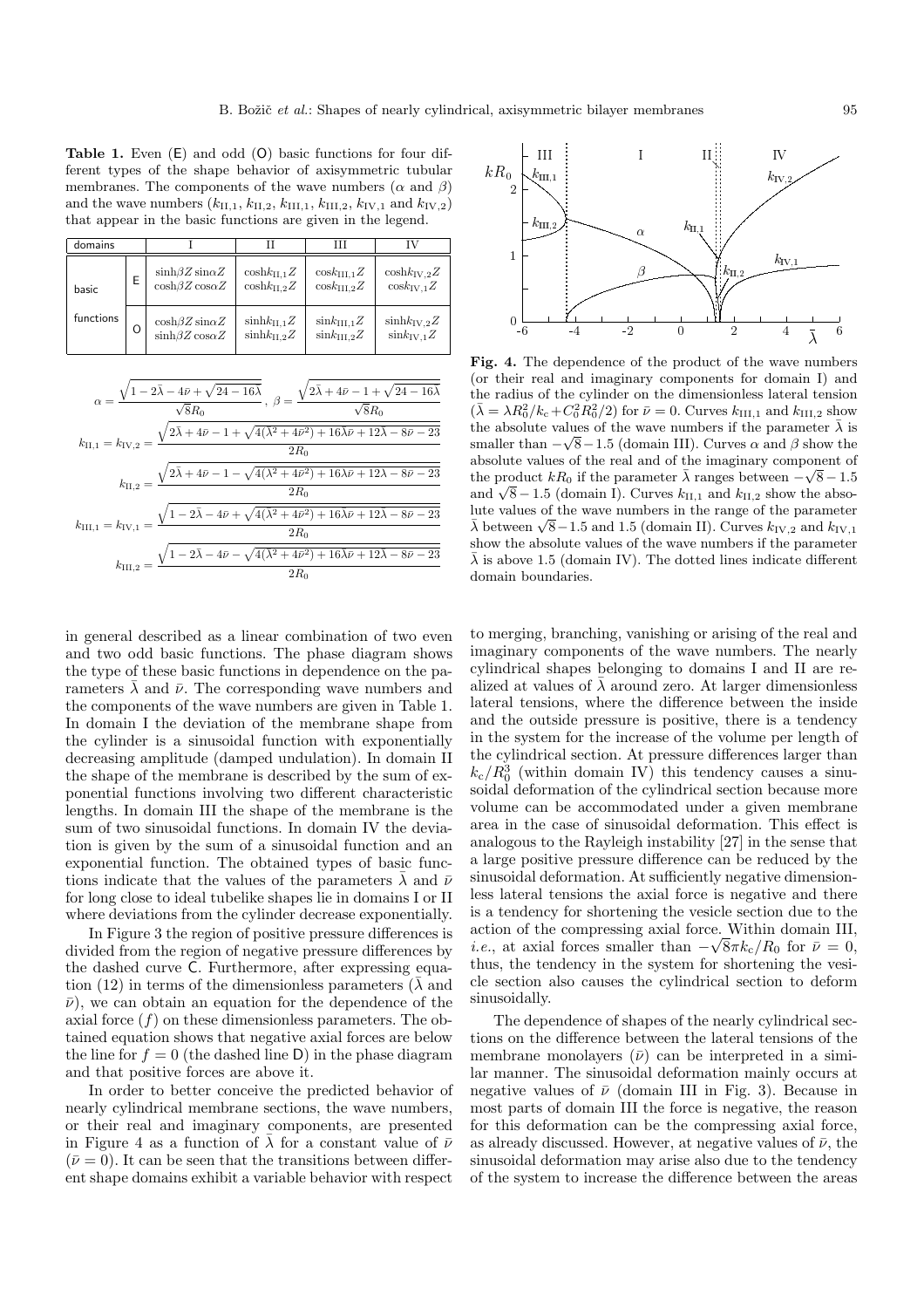**Table 1.** Even (E) and odd (O) basic functions for four different types of the shape behavior of axisymmetric tubular membranes. The components of the wave numbers ($\alpha$ and $\beta$) and the wave numbers ($k_{\rm II,1}$, $k_{\rm II,2}$, $k_{\rm III,1}$, $k_{\rm III,2}$, $k_{\rm IV,1}$ and $k_{\rm IV,2}$) that appear in the basic functions are given in the legend.

| domains | | I | II | III | IV |
|---|---|---|---|---|---|
| basic functions | E | $\sinh\beta Z \sin\alpha Z$, $\cosh\beta Z \cos\alpha Z$ | $\cosh k_{\rm II,1} Z$, $\cosh k_{\rm II,2} Z$ | $\cos k_{\rm III,1} Z$, $\cos k_{\rm III,2} Z$ | $\cosh k_{\rm IV,2} Z$, $\cos k_{\rm IV,1} Z$ |
| | O | $\cosh\beta Z \sin\alpha Z$, $\sinh\beta Z \cos\alpha Z$ | $\sinh k_{\rm II,1} Z$, $\sinh k_{\rm II,2} Z$ | $\sin k_{\rm III,1} Z$, $\sin k_{\rm III,2} Z$ | $\sinh k_{\rm IV,2} Z$, $\sin k_{\rm IV,1} Z$ |

$$\alpha = \frac{\sqrt{1 - 2\bar{\lambda} - 4\bar{\nu} + \sqrt{24 - 16\bar{\lambda}}}}{\sqrt{8}R_0}, \quad \beta = \frac{\sqrt{2\bar{\lambda} + 4\bar{\nu} - 1 + \sqrt{24 - 16\bar{\lambda}}}}{\sqrt{8}R_0}$$

$$k_{\rm II,1} = k_{\rm IV,2} = \frac{\sqrt{2\bar{\lambda} + 4\bar{\nu} - 1 + \sqrt{4(\bar{\lambda}^2 + 4\bar{\nu}^2) + 16\bar{\lambda}\bar{\nu} + 12\bar{\lambda} - 8\bar{\nu} - 23}}}{2R_0}$$

$$k_{\rm II,2} = \frac{\sqrt{2\bar{\lambda} + 4\bar{\nu} - 1 - \sqrt{4(\bar{\lambda}^2 + 4\bar{\nu}^2) + 16\bar{\lambda}\bar{\nu} + 12\bar{\lambda} - 8\bar{\nu} - 23}}}{2R_0}$$

$$k_{\rm III,1} = k_{\rm IV,1} = \frac{\sqrt{1 - 2\bar{\lambda} - 4\bar{\nu} + \sqrt{4(\bar{\lambda}^2 + 4\bar{\nu}^2) + 16\bar{\lambda}\bar{\nu} + 12\bar{\lambda} - 8\bar{\nu} - 23}}}{2R_0}$$

$$k_{\rm III,2} = \frac{\sqrt{1 - 2\bar{\lambda} - 4\bar{\nu} - \sqrt{4(\bar{\lambda}^2 + 4\bar{\nu}^2) + 16\bar{\lambda}\bar{\nu} + 12\bar{\lambda} - 8\bar{\nu} - 23}}}{2R_0}$$

in general described as a linear combination of two even and two odd basic functions. The phase diagram shows the type of these basic functions in dependence on the parameters $\bar{\lambda}$ and $\bar{\nu}$. The corresponding wave numbers and the components of the wave numbers are given in Table 1. In domain I the deviation of the membrane shape from the cylinder is a sinusoidal function with exponentially decreasing amplitude (damped undulation). In domain II the shape of the membrane is described by the sum of exponential functions involving two different characteristic lengths. In domain III the shape of the membrane is the sum of two sinusoidal functions. In domain IV the deviation is given by the sum of a sinusoidal function and an exponential function. The obtained types of basic functions indicate that the values of the parameters $\bar{\lambda}$ and $\bar{\nu}$ for long close to ideal tubelike shapes lie in domains I or II where deviations from the cylinder decrease exponentially.

In Figure 3 the region of positive pressure differences is divided from the region of negative pressure differences by the dashed curve C. Furthermore, after expressing equation (12) in terms of the dimensionless parameters ($\bar{\lambda}$ and $\bar{\nu}$), we can obtain an equation for the dependence of the axial force ($f$) on these dimensionless parameters. The obtained equation shows that negative axial forces are below the line for $f = 0$ (the dashed line D) in the phase diagram and that positive forces are above it.

In order to better conceive the predicted behavior of nearly cylindrical membrane sections, the wave numbers, or their real and imaginary components, are presented in Figure 4 as a function of $\bar{\lambda}$ for a constant value of $\bar{\nu}$ ($\bar{\nu} = 0$). It can be seen that the transitions between different shape domains exhibit a variable behavior with respect to merging, branching, vanishing or arising of the real and imaginary components of the wave numbers. The nearly cylindrical shapes belonging to domains I and II are realized at values of $\bar{\lambda}$ around zero. At larger dimensionless lateral tensions, where the difference between the inside and the outside pressure is positive, there is a tendency in the system for the increase of the volume per length of the cylindrical section. At pressure differences larger than $k_{\rm c}/R_0^3$ (within domain IV) this tendency causes a sinusoidal deformation of the cylindrical section because more volume can be accommodated under a given membrane area in the case of sinusoidal deformation. This effect is analogous to the Rayleigh instability [27] in the sense that a large positive pressure difference can be reduced by the sinusoidal deformation. At sufficiently negative dimensionless lateral tensions the axial force is negative and there is a tendency for shortening the vesicle section due to the action of the compressing axial force. Within domain III, *i.e.*, at axial forces smaller than $-\sqrt{8}\pi k_{\rm c}/R_0$ for $\bar{\nu} = 0$, thus, the tendency in the system for shortening the vesicle section also causes the cylindrical section to deform sinusoidally.

**Fig. 4.** The dependence of the product of the wave numbers (or their real and imaginary components for domain I) and the radius of the cylinder on the dimensionless lateral tension ($\bar{\lambda} = \lambda R_0^2/k_{\rm c} + C_0^2 R_0^2/2$) for $\bar{\nu} = 0$. Curves $k_{\rm III,1}$ and $k_{\rm III,2}$ show the absolute values of the wave numbers if the parameter $\bar{\lambda}$ is smaller than $-\sqrt{8} - 1.5$ (domain III). Curves $\alpha$ and $\beta$ show the absolute values of the real and of the imaginary component of the product $kR_0$ if the parameter $\bar{\lambda}$ ranges between $-\sqrt{8} - 1.5$ and $\sqrt{8} - 1.5$ (domain I). Curves $k_{\rm II,1}$ and $k_{\rm II,2}$ show the absolute values of the wave numbers in the range of the parameter $\bar{\lambda}$ between $\sqrt{8} - 1.5$ and 1.5 (domain II). Curves $k_{\rm IV,2}$ and $k_{\rm IV,1}$ show the absolute values of the wave numbers if the parameter $\bar{\lambda}$ is above 1.5 (domain IV). The dotted lines indicate different domain boundaries.

The dependence of shapes of the nearly cylindrical sections on the difference between the lateral tensions of the membrane monolayers ($\bar{\nu}$) can be interpreted in a similar manner. The sinusoidal deformation mainly occurs at negative values of $\bar{\nu}$ (domain III in Fig. 3). Because in most parts of domain III the force is negative, the reason for this deformation can be the compressing axial force, as already discussed. However, at negative values of $\bar{\nu}$, the sinusoidal deformation may arise also due to the tendency of the system to increase the difference between the areas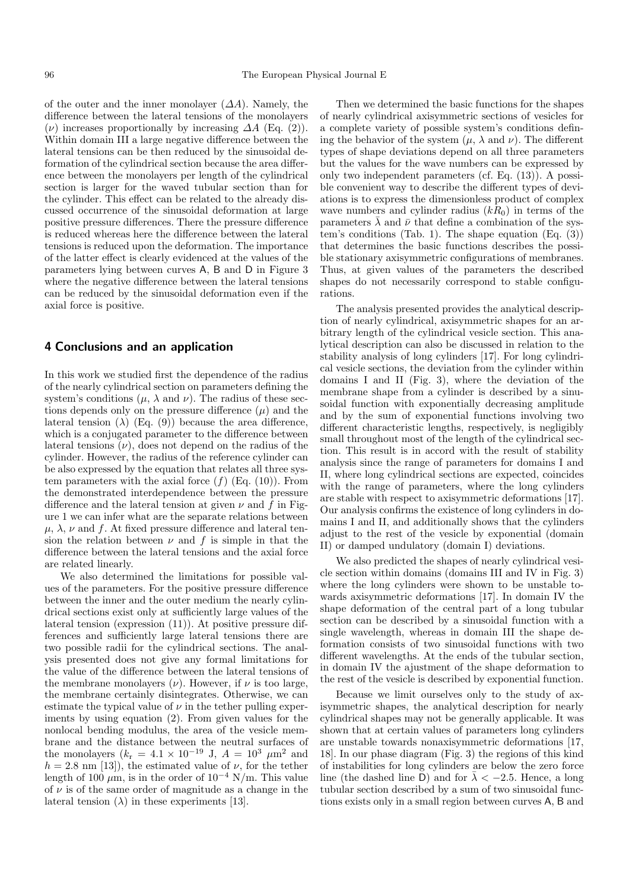of the outer and the inner monolayer ($\Delta A$). Namely, the difference between the lateral tensions of the monolayers ($\nu$) increases proportionally by increasing $\Delta A$ (Eq. (2)). Within domain III a large negative difference between the lateral tensions can be then reduced by the sinusoidal deformation of the cylindrical section because the area difference between the monolayers per length of the cylindrical section is larger for the waved tubular section than for the cylinder. This effect can be related to the already discussed occurrence of the sinusoidal deformation at large positive pressure differences. There the pressure difference is reduced whereas here the difference between the lateral tensions is reduced upon the deformation. The importance of the latter effect is clearly evidenced at the values of the parameters lying between curves A, B and D in Figure 3 where the negative difference between the lateral tensions can be reduced by the sinusoidal deformation even if the axial force is positive.

## 4 Conclusions and an application

In this work we studied first the dependence of the radius of the nearly cylindrical section on parameters defining the system's conditions ($\mu$, $\lambda$ and $\nu$). The radius of these sections depends only on the pressure difference ($\mu$) and the lateral tension ($\lambda$) (Eq. (9)) because the area difference, which is a conjugated parameter to the difference between lateral tensions ($\nu$), does not depend on the radius of the cylinder. However, the radius of the reference cylinder can be also expressed by the equation that relates all three system parameters with the axial force ($f$) (Eq. (10)). From the demonstrated interdependence between the pressure difference and the lateral tension at given $\nu$ and $f$ in Figure 1 we can infer what are the separate relations between $\mu$, $\lambda$, $\nu$ and $f$. At fixed pressure difference and lateral tension the relation between $\nu$ and $f$ is simple in that the difference between the lateral tensions and the axial force are related linearly.

We also determined the limitations for possible values of the parameters. For the positive pressure difference between the inner and the outer medium the nearly cylindrical sections exist only at sufficiently large values of the lateral tension (expression (11)). At positive pressure differences and sufficiently large lateral tensions there are two possible radii for the cylindrical sections. The analysis presented does not give any formal limitations for the value of the difference between the lateral tensions of the membrane monolayers ($\nu$). However, if $\nu$ is too large, the membrane certainly disintegrates. Otherwise, we can estimate the typical value of $\nu$ in the tether pulling experiments by using equation (2). From given values for the nonlocal bending modulus, the area of the vesicle membrane and the distance between the neutral surfaces of the monolayers ($k_r = 4.1 \times 10^{-19}$ J, $A = 10^3\ \mu\text{m}^2$ and $h = 2.8$ nm [13]), the estimated value of $\nu$, for the tether length of 100 $\mu$m, is in the order of $10^{-4}$ N/m. This value of $\nu$ is of the same order of magnitude as a change in the lateral tension ($\lambda$) in these experiments [13].

Then we determined the basic functions for the shapes of nearly cylindrical axisymmetric sections of vesicles for a complete variety of possible system's conditions defining the behavior of the system ($\mu$, $\lambda$ and $\nu$). The different types of shape deviations depend on all three parameters but the values for the wave numbers can be expressed by only two independent parameters (cf. Eq. (13)). A possible convenient way to describe the different types of deviations is to express the dimensionless product of complex wave numbers and cylinder radius ($kR_0$) in terms of the parameters $\bar{\lambda}$ and $\bar{\nu}$ that define a combination of the system's conditions (Tab. 1). The shape equation (Eq. (3)) that determines the basic functions describes the possible stationary axisymmetric configurations of membranes. Thus, at given values of the parameters the described shapes do not necessarily correspond to stable configurations.

The analysis presented provides the analytical description of nearly cylindrical, axisymmetric shapes for an arbitrary length of the cylindrical vesicle section. This analytical description can also be discussed in relation to the stability analysis of long cylinders [17]. For long cylindrical vesicle sections, the deviation from the cylinder within domains I and II (Fig. 3), where the deviation of the membrane shape from a cylinder is described by a sinusoidal function with exponentially decreasing amplitude and by the sum of exponential functions involving two different characteristic lengths, respectively, is negligibly small throughout most of the length of the cylindrical section. This result is in accord with the result of stability analysis since the range of parameters for domains I and II, where long cylindrical sections are expected, coincides with the range of parameters, where the long cylinders are stable with respect to axisymmetric deformations [17]. Our analysis confirms the existence of long cylinders in domains I and II, and additionally shows that the cylinders adjust to the rest of the vesicle by exponential (domain II) or damped undulatory (domain I) deviations.

We also predicted the shapes of nearly cylindrical vesicle section within domains (domains III and IV in Fig. 3) where the long cylinders were shown to be unstable towards axisymmetric deformations [17]. In domain IV the shape deformation of the central part of a long tubular section can be described by a sinusoidal function with a single wavelength, whereas in domain III the shape deformation consists of two sinusoidal functions with two different wavelengths. At the ends of the tubular section, in domain IV the ajustment of the shape deformation to the rest of the vesicle is described by exponential function.

Because we limit ourselves only to the study of axisymmetric shapes, the analytical description for nearly cylindrical shapes may not be generally applicable. It was shown that at certain values of parameters long cylinders are unstable towards nonaxisymmetric deformations [17, 18]. In our phase diagram (Fig. 3) the regions of this kind of instabilities for long cylinders are below the zero force line (the dashed line D) and for $\bar{\lambda} < -2.5$. Hence, a long tubular section described by a sum of two sinusoidal functions exists only in a small region between curves A, B and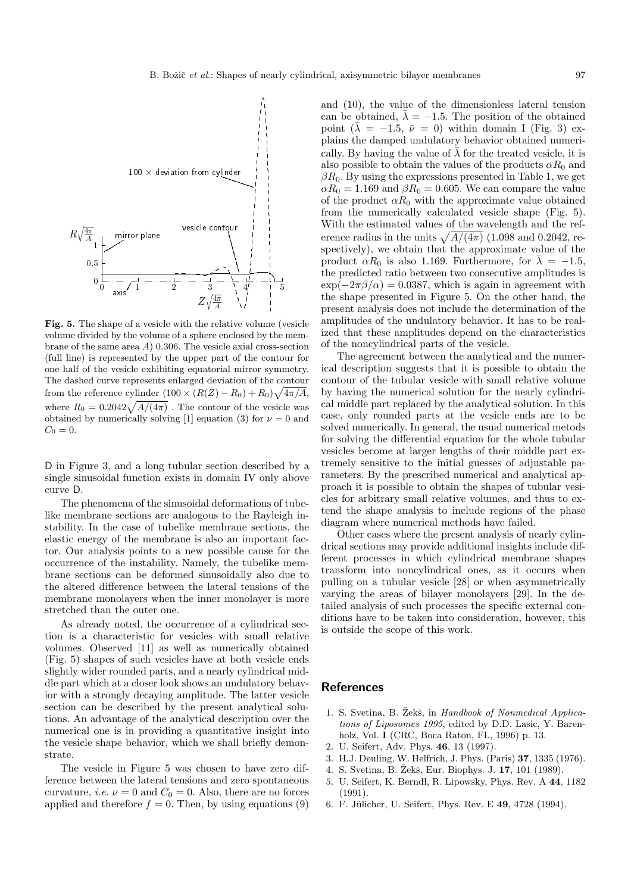**Fig. 5.** The shape of a vesicle with the relative volume (vesicle volume divided by the volume of a sphere enclosed by the membrane of the same area $A$) 0.306. The vesicle axial cross-section (full line) is represented by the upper part of the contour for one half of the vesicle exhibiting equatorial mirror symmetry. The dashed curve represents enlarged deviation of the contour from the reference cylinder $(100 \times (R(Z) - R_0) + R_0)\sqrt{4\pi/A}$, where $R_0 = 0.2042\sqrt{A/(4\pi)}$. The contour of the vesicle was obtained by numerically solving [1] equation (3) for $\nu = 0$ and $C_0 = 0$.

D in Figure 3, and a long tubular section described by a single sinusoidal function exists in domain IV only above curve D.

The phenomena of the sinusoidal deformations of tube-like membrane sections are analogous to the Rayleigh instability. In the case of tubelike membrane sections, the elastic energy of the membrane is also an important factor. Our analysis points to a new possible cause for the occurrence of the instability. Namely, the tubelike membrane sections can be deformed sinusoidally also due to the altered difference between the lateral tensions of the membrane monolayers when the inner monolayer is more stretched than the outer one.

As already noted, the occurrence of a cylindrical section is a characteristic for vesicles with small relative volumes. Observed [11] as well as numerically obtained (Fig. 5) shapes of such vesicles have at both vesicle ends slightly wider rounded parts, and a nearly cylindrical middle part which at a closer look shows an undulatory behavior with a strongly decaying amplitude. The latter vesicle section can be described by the present analytical solutions. An advantage of the analytical description over the numerical one is in providing a quantitative insight into the vesicle shape behavior, which we shall briefly demonstrate.

The vesicle in Figure 5 was chosen to have zero difference between the lateral tensions and zero spontaneous curvature, *i.e.* $\nu = 0$ and $C_0 = 0$. Also, there are no forces applied and therefore $f = 0$. Then, by using equations (9) and (10), the value of the dimensionless lateral tension can be obtained, $\bar{\lambda} = -1.5$. The position of the obtained point ($\bar{\lambda} = -1.5$, $\bar{\nu} = 0$) within domain I (Fig. 3) explains the damped undulatory behavior obtained numerically. By having the value of $\bar{\lambda}$ for the treated vesicle, it is also possible to obtain the values of the products $\alpha R_0$ and $\beta R_0$. By using the expressions presented in Table 1, we get $\alpha R_0 = 1.169$ and $\beta R_0 = 0.605$. We can compare the value of the product $\alpha R_0$ with the approximate value obtained from the numerically calculated vesicle shape (Fig. 5). With the estimated values of the wavelength and the reference radius in the units $\sqrt{A/(4\pi)}$ (1.098 and 0.2042, respectively), we obtain that the approximate value of the product $\alpha R_0$ is also 1.169. Furthermore, for $\bar{\lambda} = -1.5$, the predicted ratio between two consecutive amplitudes is $\exp(-2\pi\beta/\alpha) = 0.0387$, which is again in agreement with the shape presented in Figure 5. On the other hand, the present analysis does not include the determination of the amplitudes of the undulatory behavior. It has to be realized that these amplitudes depend on the characteristics of the noncylindrical parts of the vesicle.

The agreement between the analytical and the numerical description suggests that it is possible to obtain the contour of the tubular vesicle with small relative volume by having the numerical solution for the nearly cylindrical middle part replaced by the analytical solution. In this case, only rounded parts at the vesicle ends are to be solved numerically. In general, the usual numerical metods for solving the differential equation for the whole tubular vesicles become at larger lengths of their middle part extremely sensitive to the initial guesses of adjustable parameters. By the prescribed numerical and analytical approach it is possible to obtain the shapes of tubular vesicles for arbitrary small relative volumes, and thus to extend the shape analysis to include regions of the phase diagram where numerical methods have failed.

Other cases where the present analysis of nearly cylindrical sections may provide additional insights include different processes in which cylindrical membrane shapes transform into noncylindrical ones, as it occurs when pulling on a tubular vesicle [28] or when asymmetrically varying the areas of bilayer monolayers [29]. In the detailed analysis of such processes the specific external conditions have to be taken into consideration, however, this is outside the scope of this work.

## References

1. S. Svetina, B. Žekš, in *Handbook of Nonmedical Applications of Liposomes 1995*, edited by D.D. Lasic, Y. Barenholz, Vol. **I** (CRC, Boca Raton, FL, 1996) p. 13.
2. U. Seifert, Adv. Phys. **46**, 13 (1997).
3. H.J. Deuling, W. Helfrich, J. Phys. (Paris) **37**, 1335 (1976).
4. S. Svetina, B. Žekš, Eur. Biophys. J. **17**, 101 (1989).
5. U. Seifert, K. Berndl, R. Lipowsky, Phys. Rev. A **44**, 1182 (1991).
6. F. Jülicher, U. Seifert, Phys. Rev. E **49**, 4728 (1994).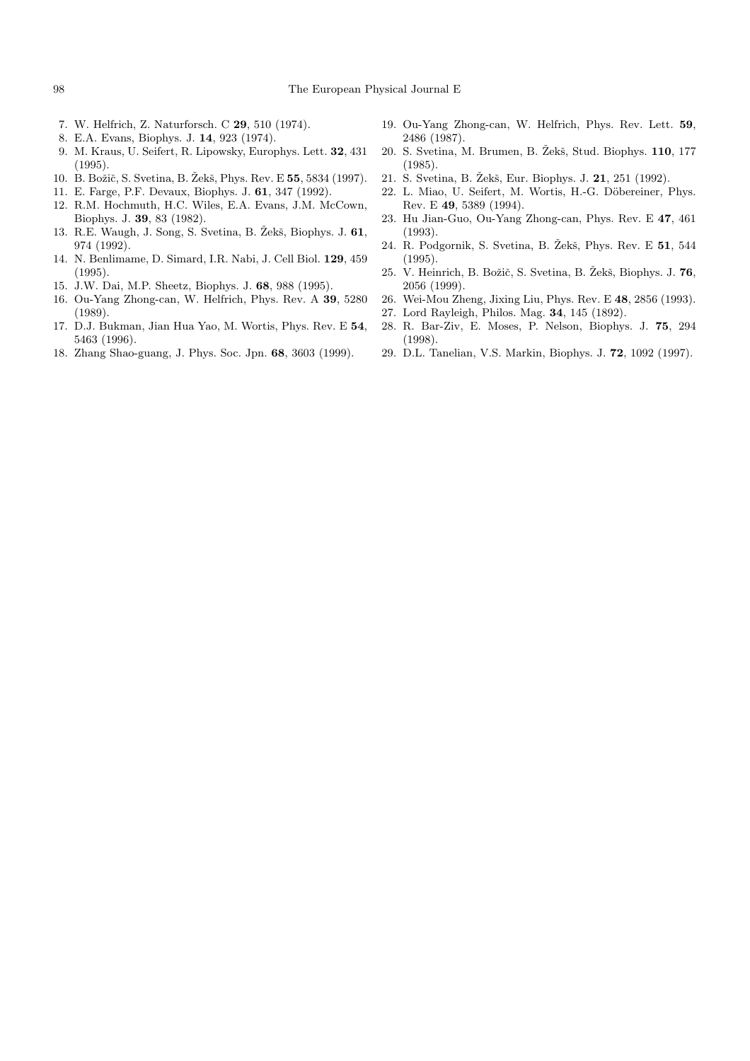7. W. Helfrich, Z. Naturforsch. C **29**, 510 (1974).
8. E.A. Evans, Biophys. J. **14**, 923 (1974).
9. M. Kraus, U. Seifert, R. Lipowsky, Europhys. Lett. **32**, 431 (1995).
10. B. Božič, S. Svetina, B. Žekš, Phys. Rev. E **55**, 5834 (1997).
11. E. Farge, P.F. Devaux, Biophys. J. **61**, 347 (1992).
12. R.M. Hochmuth, H.C. Wiles, E.A. Evans, J.M. McCown, Biophys. J. **39**, 83 (1982).
13. R.E. Waugh, J. Song, S. Svetina, B. Žekš, Biophys. J. **61**, 974 (1992).
14. N. Benlimame, D. Simard, I.R. Nabi, J. Cell Biol. **129**, 459 (1995).
15. J.W. Dai, M.P. Sheetz, Biophys. J. **68**, 988 (1995).
16. Ou-Yang Zhong-can, W. Helfrich, Phys. Rev. A **39**, 5280 (1989).
17. D.J. Bukman, Jian Hua Yao, M. Wortis, Phys. Rev. E **54**, 5463 (1996).
18. Zhang Shao-guang, J. Phys. Soc. Jpn. **68**, 3603 (1999).
19. Ou-Yang Zhong-can, W. Helfrich, Phys. Rev. Lett. **59**, 2486 (1987).
20. S. Svetina, M. Brumen, B. Žekš, Stud. Biophys. **110**, 177 (1985).
21. S. Svetina, B. Žekš, Eur. Biophys. J. **21**, 251 (1992).
22. L. Miao, U. Seifert, M. Wortis, H.-G. Döbereiner, Phys. Rev. E **49**, 5389 (1994).
23. Hu Jian-Guo, Ou-Yang Zhong-can, Phys. Rev. E **47**, 461 (1993).
24. R. Podgornik, S. Svetina, B. Žekš, Phys. Rev. E **51**, 544 (1995).
25. V. Heinrich, B. Božič, S. Svetina, B. Žekš, Biophys. J. **76**, 2056 (1999).
26. Wei-Mou Zheng, Jixing Liu, Phys. Rev. E **48**, 2856 (1993).
27. Lord Rayleigh, Philos. Mag. **34**, 145 (1892).
28. R. Bar-Ziv, E. Moses, P. Nelson, Biophys. J. **75**, 294 (1998).
29. D.L. Tanelian, V.S. Markin, Biophys. J. **72**, 1092 (1997).